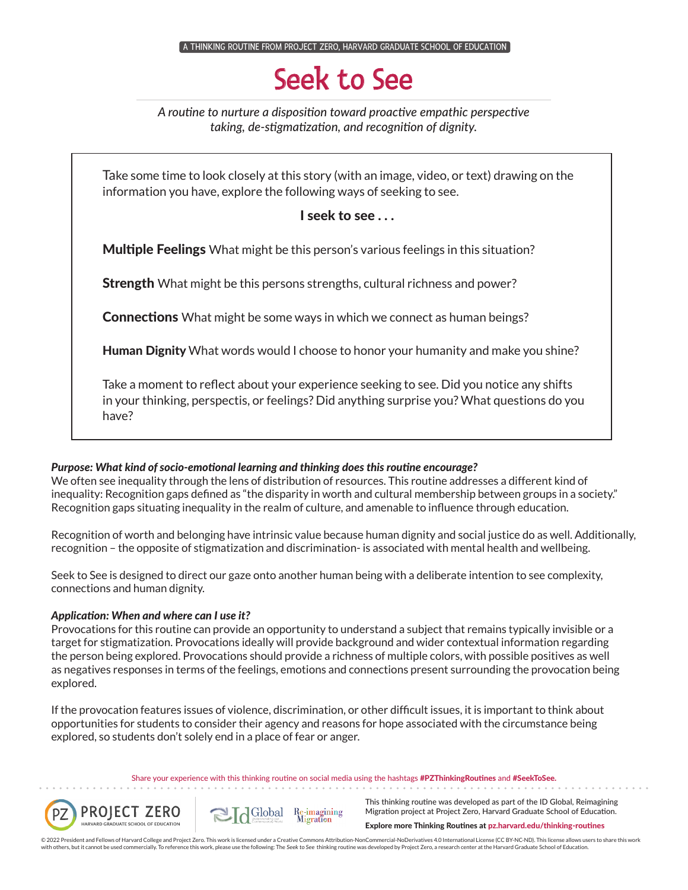A THINKING ROUTINE FROM PROJECT ZERO, HARVARD GRADUATE SCHOOL OF EDUCATION

# Seek to See

*A routine to nurture a disposition toward proactive empathic perspective taking, de-stigmatization, and recognition of dignity.*

Take some time to look closely at this story (with an image, video, or text) drawing on the information you have, explore the following ways of seeking to see.

**I seek to see . . .**

**Multiple Feelings** What might be this person's various feelings in this situation?

**Strength** What might be this persons strengths, cultural richness and power?

**Connections** What might be some ways in which we connect as human beings?

**Human Dignity** What words would I choose to honor your humanity and make you shine?

Take a moment to reflect about your experience seeking to see. Did you notice any shifts in your thinking, perspectis, or feelings? Did anything surprise you? What questions do you have?

***Purpose: What kind of socio-emotional learning and thinking does this routine encourage?***

We often see inequality through the lens of distribution of resources. This routine addresses a different kind of inequality: Recognition gaps defined as "the disparity in worth and cultural membership between groups in a society." Recognition gaps situating inequality in the realm of culture, and amenable to influence through education.

Recognition of worth and belonging have intrinsic value because human dignity and social justice do as well. Additionally, recognition – the opposite of stigmatization and discrimination- is associated with mental health and wellbeing.

Seek to See is designed to direct our gaze onto another human being with a deliberate intention to see complexity, connections and human dignity.

***Application: When and where can I use it?***

Provocations for this routine can provide an opportunity to understand a subject that remains typically invisible or a target for stigmatization. Provocations ideally will provide background and wider contextual information regarding the person being explored. Provocations should provide a richness of multiple colors, with possible positives as well as negatives responses in terms of the feelings, emotions and connections present surrounding the provocation being explored.

If the provocation features issues of violence, discrimination, or other difficult issues, it is important to think about opportunities for students to consider their agency and reasons for hope associated with the circumstance being explored, so students don't solely end in a place of fear or anger.

Share your experience with this thinking routine on social media using the hashtags **#PZThinkingRoutines** and **#SeekToSee.**

PROJECT ZERO HARVARD GRADUATE SCHOOL OF EDUCATION

Id Global Re-imagining Migration

This thinking routine was developed as part of the ID Global, Reimagining Migration project at Project Zero, Harvard Graduate School of Education.

**Explore more Thinking Routines at pz.harvard.edu/thinking-routines**

© 2022 President and Fellows of Harvard College and Project Zero. This work is licensed under a Creative Commons Attribution-NonCommercial-NoDerivatives 4.0 International License (CC BY-NC-ND). This license allows users to share this work with others, but it cannot be used commercially. To reference this work, please use the following: The Seek to See thinking routine was developed by Project Zero, a research center at the Harvard Graduate School of Education.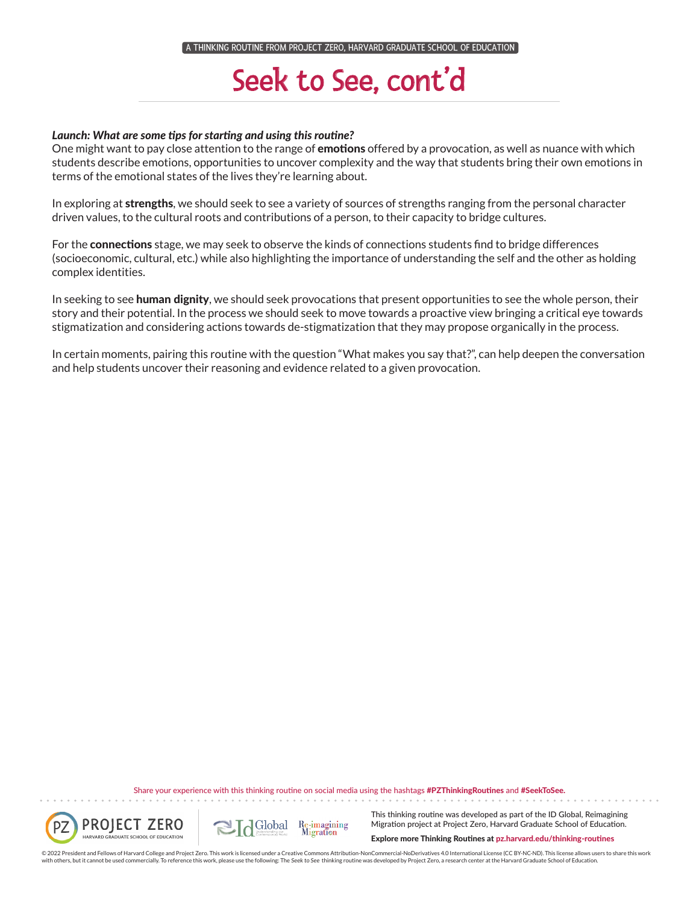A THINKING ROUTINE FROM PROJECT ZERO, HARVARD GRADUATE SCHOOL OF EDUCATION

# Seek to See, cont'd

***Launch: What are some tips for starting and using this routine?***

One might want to pay close attention to the range of **emotions** offered by a provocation, as well as nuance with which students describe emotions, opportunities to uncover complexity and the way that students bring their own emotions in terms of the emotional states of the lives they're learning about.

In exploring at **strengths**, we should seek to see a variety of sources of strengths ranging from the personal character driven values, to the cultural roots and contributions of a person, to their capacity to bridge cultures.

For the **connections** stage, we may seek to observe the kinds of connections students find to bridge differences (socioeconomic, cultural, etc.) while also highlighting the importance of understanding the self and the other as holding complex identities.

In seeking to see **human dignity**, we should seek provocations that present opportunities to see the whole person, their story and their potential. In the process we should seek to move towards a proactive view bringing a critical eye towards stigmatization and considering actions towards de-stigmatization that they may propose organically in the process.

In certain moments, pairing this routine with the question "What makes you say that?", can help deepen the conversation and help students uncover their reasoning and evidence related to a given provocation.

Share your experience with this thinking routine on social media using the hashtags **#PZThinkingRoutines** and **#SeekToSee.**

PROJECT ZERO HARVARD GRADUATE SCHOOL OF EDUCATION

IdGlobal Re-imagining Migration

This thinking routine was developed as part of the ID Global, Reimagining Migration project at Project Zero, Harvard Graduate School of Education.

**Explore more Thinking Routines at pz.harvard.edu/thinking-routines**

© 2022 President and Fellows of Harvard College and Project Zero. This work is licensed under a Creative Commons Attribution-NonCommercial-NoDerivatives 4.0 International License (CC BY-NC-ND). This license allows users to share this work with others, but it cannot be used commercially. To reference this work, please use the following: The Seek to See thinking routine was developed by Project Zero, a research center at the Harvard Graduate School of Education.